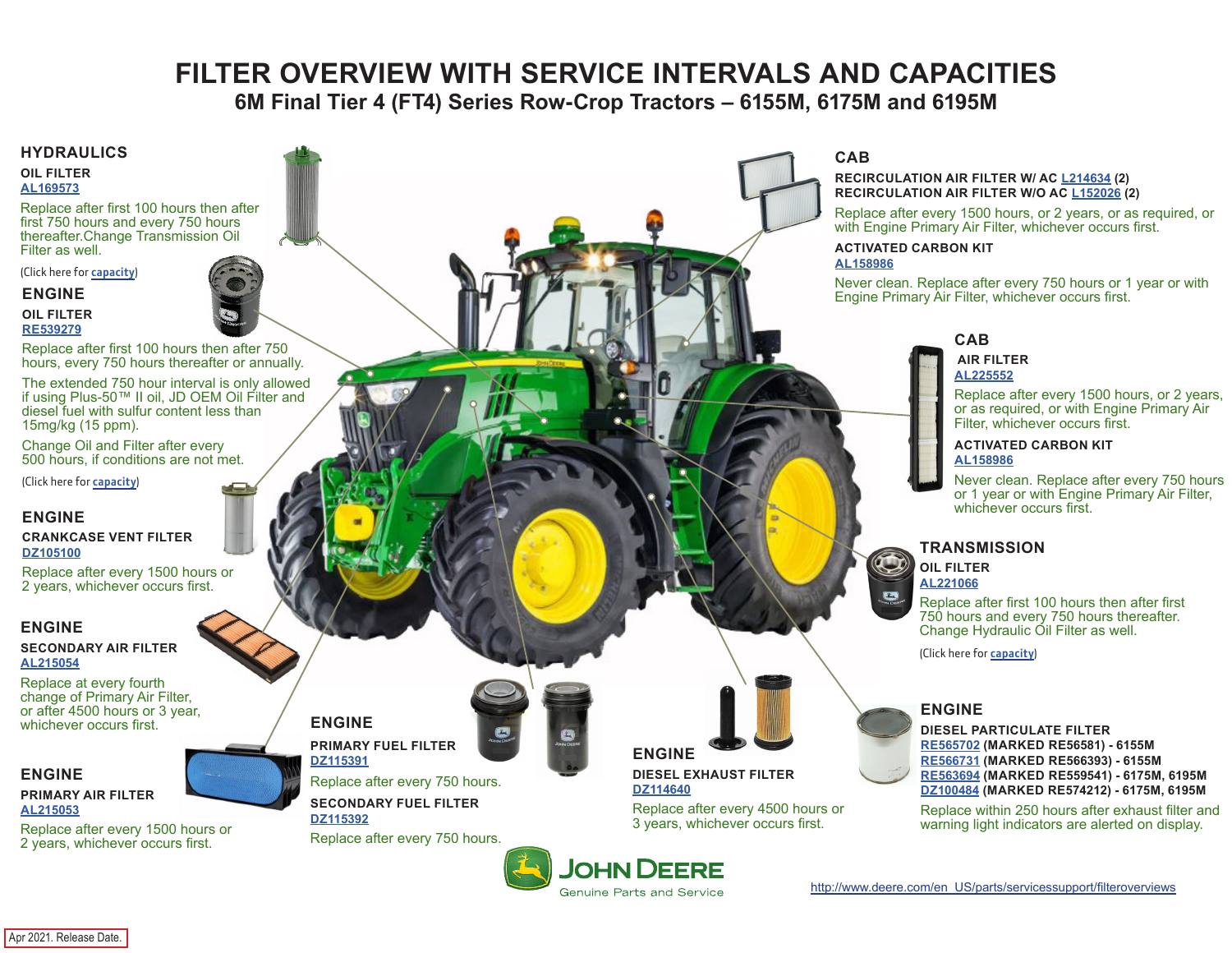# FILTER OVERVIEW WITH SERVICE INTERVALS AND CAPACITIES

## 6M Final Tier 4 (FT4) Series Row-Crop Tractors – 6155M, 6175M and 6195M

### HYDRAULICS

**OIL FILTER**
AL169573

Replace after first 100 hours then after first 750 hours and every 750 hours thereafter.Change Transmission Oil Filter as well.

(Click here for capacity)

### ENGINE

**OIL FILTER**
RE539279

Replace after first 100 hours then after 750 hours, every 750 hours thereafter or annually.

The extended 750 hour interval is only allowed if using Plus-50™ II oil, JD OEM Oil Filter and diesel fuel with sulfur content less than 15mg/kg (15 ppm).

Change Oil and Filter after every 500 hours, if conditions are not met.

(Click here for capacity)

### ENGINE

**CRANKCASE VENT FILTER**
DZ105100

Replace after every 1500 hours or 2 years, whichever occurs first.

### ENGINE

**SECONDARY AIR FILTER**
AL215054

Replace at every fourth change of Primary Air Filter, or after 4500 hours or 3 year, whichever occurs first.

### ENGINE

**PRIMARY AIR FILTER**
AL215053

Replace after every 1500 hours or 2 years, whichever occurs first.

### ENGINE

**PRIMARY FUEL FILTER**
DZ115391

Replace after every 750 hours.

**SECONDARY FUEL FILTER**
DZ115392

Replace after every 750 hours.

### ENGINE

**DIESEL EXHAUST FILTER**
DZ114640

Replace after every 4500 hours or 3 years, whichever occurs first.

### CAB

**RECIRCULATION AIR FILTER W/ AC L214634 (2)**
**RECIRCULATION AIR FILTER W/O AC L152026 (2)**

Replace after every 1500 hours, or 2 years, or as required, or with Engine Primary Air Filter, whichever occurs first.

**ACTIVATED CARBON KIT**
AL158986

Never clean. Replace after every 750 hours or 1 year or with Engine Primary Air Filter, whichever occurs first.

### CAB

**AIR FILTER**
AL225552

Replace after every 1500 hours, or 2 years, or as required, or with Engine Primary Air Filter, whichever occurs first.

**ACTIVATED CARBON KIT**
AL158986

Never clean. Replace after every 750 hours or 1 year or with Engine Primary Air Filter, whichever occurs first.

### TRANSMISSION

**OIL FILTER**
AL221066

Replace after first 100 hours then after first 750 hours and every 750 hours thereafter. Change Hydraulic Oil Filter as well.

(Click here for capacity)

### ENGINE

**DIESEL PARTICULATE FILTER**
**RE565702 (MARKED RE56581) - 6155M**
**RE566731 (MARKED RE566393) - 6155M**
**RE563694 (MARKED RE559541) - 6175M, 6195M**
**DZ100484 (MARKED RE574212) - 6175M, 6195M**

Replace within 250 hours after exhaust filter and warning light indicators are alerted on display.

JOHN DEERE
Genuine Parts and Service

http://www.deere.com/en_US/parts/servicessupport/filteroverviews

Apr 2021. Release Date.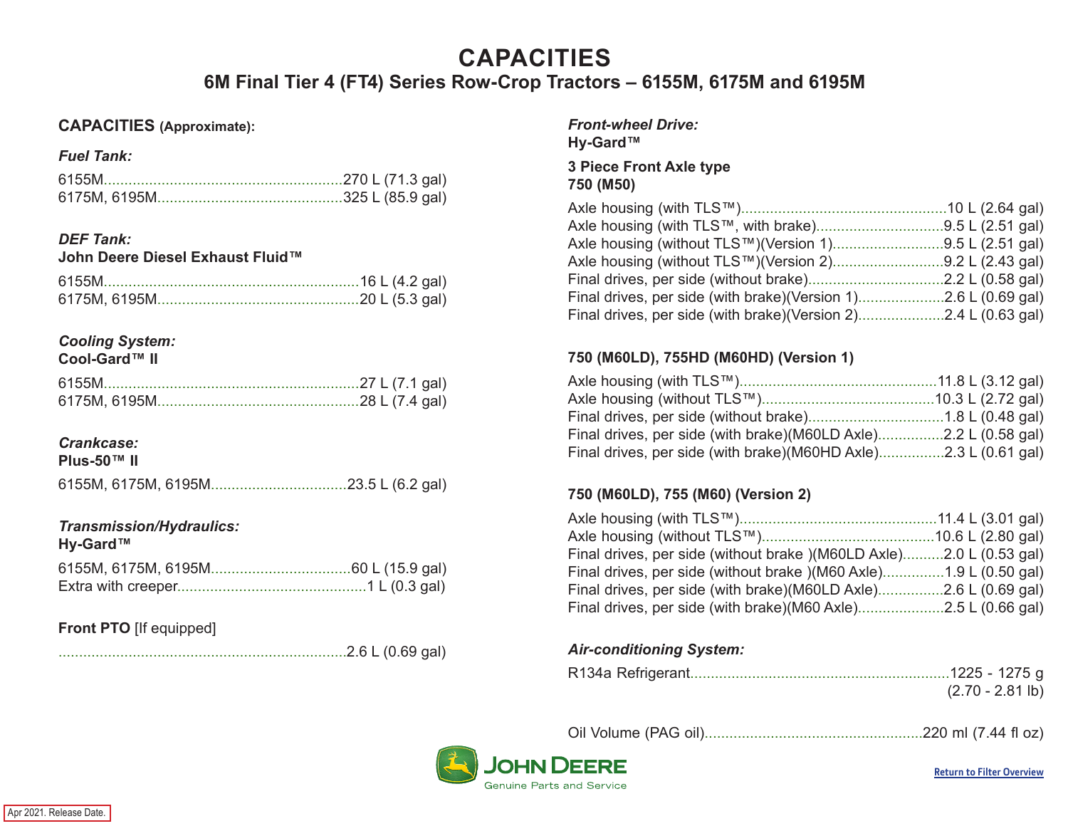# CAPACITIES

## 6M Final Tier 4 (FT4) Series Row-Crop Tractors – 6155M, 6175M and 6195M

**CAPACITIES (Approximate):**

*Fuel Tank:*

6155M....270 L (71.3 gal)
6175M, 6195M....325 L (85.9 gal)

***DEF Tank:***
**John Deere Diesel Exhaust Fluid™**

6155M....16 L (4.2 gal)
6175M, 6195M....20 L (5.3 gal)

***Cooling System:***
**Cool-Gard™ II**

6155M....27 L (7.1 gal)
6175M, 6195M....28 L (7.4 gal)

***Crankcase:***
**Plus-50™ II**

6155M, 6175M, 6195M....23.5 L (6.2 gal)

***Transmission/Hydraulics:***
**Hy-Gard™**

6155M, 6175M, 6195M....60 L (15.9 gal)
Extra with creeper....1 L (0.3 gal)

**Front PTO** [If equipped]

....2.6 L (0.69 gal)

***Front-wheel Drive:***
**Hy-Gard™**

**3 Piece Front Axle type**
**750 (M50)**

Axle housing (with TLS™)....10 L (2.64 gal)
Axle housing (with TLS™, with brake)....9.5 L (2.51 gal)
Axle housing (without TLS™)(Version 1)....9.5 L (2.51 gal)
Axle housing (without TLS™)(Version 2)....9.2 L (2.43 gal)
Final drives, per side (without brake)....2.2 L (0.58 gal)
Final drives, per side (with brake)(Version 1)....2.6 L (0.69 gal)
Final drives, per side (with brake)(Version 2)....2.4 L (0.63 gal)

**750 (M60LD), 755HD (M60HD) (Version 1)**

Axle housing (with TLS™)....11.8 L (3.12 gal)
Axle housing (without TLS™)....10.3 L (2.72 gal)
Final drives, per side (without brake)....1.8 L (0.48 gal)
Final drives, per side (with brake)(M60LD Axle)....2.2 L (0.58 gal)
Final drives, per side (with brake)(M60HD Axle)....2.3 L (0.61 gal)

**750 (M60LD), 755 (M60) (Version 2)**

Axle housing (with TLS™)....11.4 L (3.01 gal)
Axle housing (without TLS™)....10.6 L (2.80 gal)
Final drives, per side (without brake )(M60LD Axle)....2.0 L (0.53 gal)
Final drives, per side (without brake )(M60 Axle)....1.9 L (0.50 gal)
Final drives, per side (with brake)(M60LD Axle)....2.6 L (0.69 gal)
Final drives, per side (with brake)(M60 Axle)....2.5 L (0.66 gal)

***Air-conditioning System:***

R134a Refrigerant....1225 - 1275 g (2.70 - 2.81 lb)

Oil Volume (PAG oil)....220 ml (7.44 fl oz)

JOHN DEERE
Genuine Parts and Service

Return to Filter Overview

Apr 2021. Release Date.